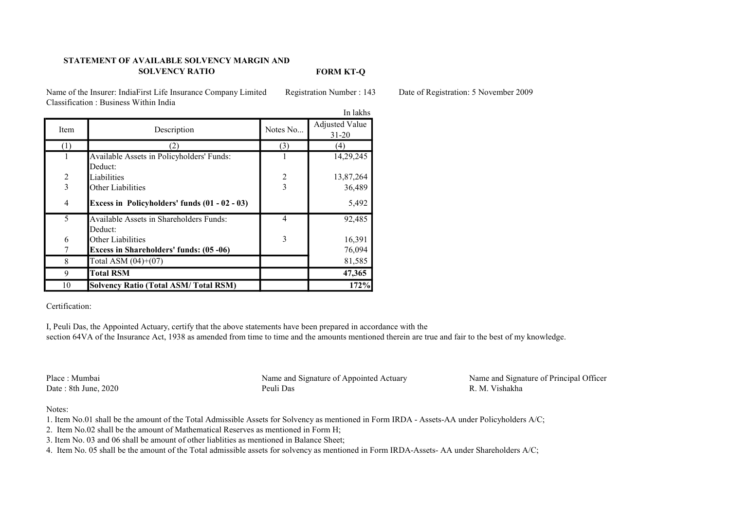## STATEMENT OF AVAILABLE SOLVENCY MARGIN AND SOLVENCY RATIO

**FORM KT-Q**

Name of the Insurer: IndiaFirst Life Insurance Company Limited    Registration Number : 143    Date of Registration: 5 November 2009

Classification : Business Within India

In lakhs

| Item | Description | Notes No... | Adjusted Value 31-20 |
|---|---|---|---|
| (1) | (2) | (3) | (4) |
| 1 | Available Assets in Policyholders' Funds: | 1 | 14,29,245 |
| | Deduct: | | |
| 2 | Liabilities | 2 | 13,87,264 |
| 3 | Other Liabilities | 3 | 36,489 |
| 4 | **Excess in Policyholders' funds (01 - 02 - 03)** | | 5,492 |
| 5 | Available Assets in Shareholders Funds: | 4 | 92,485 |
| | Deduct: | | |
| 6 | Other Liabilities | 3 | 16,391 |
| 7 | **Excess in Shareholders' funds: (05 -06)** | | 76,094 |
| 8 | Total ASM (04)+(07) | | 81,585 |
| 9 | **Total RSM** | | **47,365** |
| 10 | **Solvency Ratio (Total ASM/ Total RSM)** | | **172%** |

Certification:

I, Peuli Das, the Appointed Actuary, certify that the above statements have been prepared in accordance with the section 64VA of the Insurance Act, 1938 as amended from time to time and the amounts mentioned therein are true and fair to the best of my knowledge.

Place : Mumbai
Date : 8th June, 2020

Name and Signature of Appointed Actuary
Peuli Das

Name and Signature of Principal Officer
R. M. Vishakha

Notes:

1. Item No.01 shall be the amount of the Total Admissible Assets for Solvency as mentioned in Form IRDA - Assets-AA under Policyholders A/C;
2. Item No.02 shall be the amount of Mathematical Reserves as mentioned in Form H;
3. Item No. 03 and 06 shall be amount of other liablities as mentioned in Balance Sheet;
4. Item No. 05 shall be the amount of the Total admissible assets for solvency as mentioned in Form IRDA-Assets- AA under Shareholders A/C;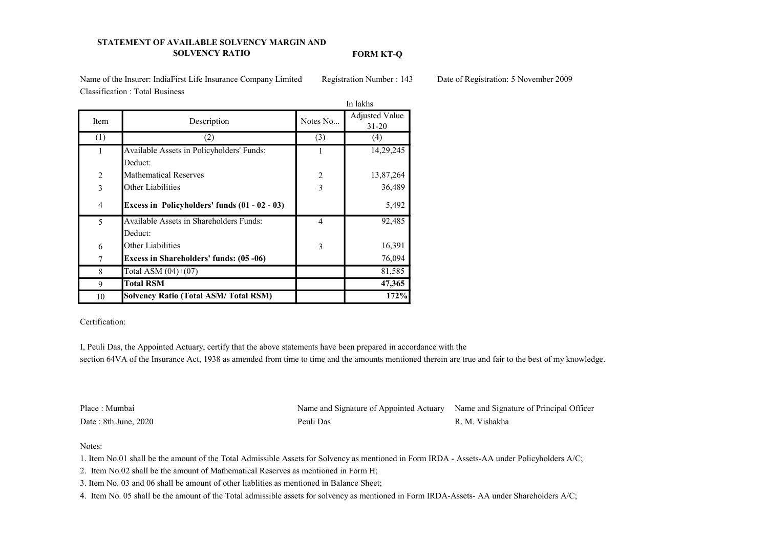**STATEMENT OF AVAILABLE SOLVENCY MARGIN AND SOLVENCY RATIO**

**FORM KT-Q**

Name of the Insurer: IndiaFirst Life Insurance Company Limited Registration Number : 143 Date of Registration: 5 November 2009

Classification : Total Business

In lakhs

| Item | Description | Notes No... | Adjusted Value 31-20 |
|---|---|---|---|
| (1) | (2) | (3) | (4) |
| 1 | Available Assets in Policyholders' Funds: | 1 | 14,29,245 |
| | Deduct: | | |
| 2 | Mathematical Reserves | 2 | 13,87,264 |
| 3 | Other Liabilities | 3 | 36,489 |
| 4 | **Excess in Policyholders' funds (01 - 02 - 03)** | | 5,492 |
| 5 | Available Assets in Shareholders Funds: | 4 | 92,485 |
| | Deduct: | | |
| 6 | Other Liabilities | 3 | 16,391 |
| 7 | **Excess in Shareholders' funds: (05 -06)** | | 76,094 |
| 8 | Total ASM (04)+(07) | | 81,585 |
| 9 | **Total RSM** | | **47,365** |
| 10 | **Solvency Ratio (Total ASM/ Total RSM)** | | **172%** |

Certification:

I, Peuli Das, the Appointed Actuary, certify that the above statements have been prepared in accordance with the section 64VA of the Insurance Act, 1938 as amended from time to time and the amounts mentioned therein are true and fair to the best of my knowledge.

Place : Mumbai

Date : 8th June, 2020

Name and Signature of Appointed Actuary
Peuli Das

Name and Signature of Principal Officer
R. M. Vishakha

Notes:

1. Item No.01 shall be the amount of the Total Admissible Assets for Solvency as mentioned in Form IRDA - Assets-AA under Policyholders A/C;
2. Item No.02 shall be the amount of Mathematical Reserves as mentioned in Form H;
3. Item No. 03 and 06 shall be amount of other liablities as mentioned in Balance Sheet;
4. Item No. 05 shall be the amount of the Total admissible assets for solvency as mentioned in Form IRDA-Assets- AA under Shareholders A/C;